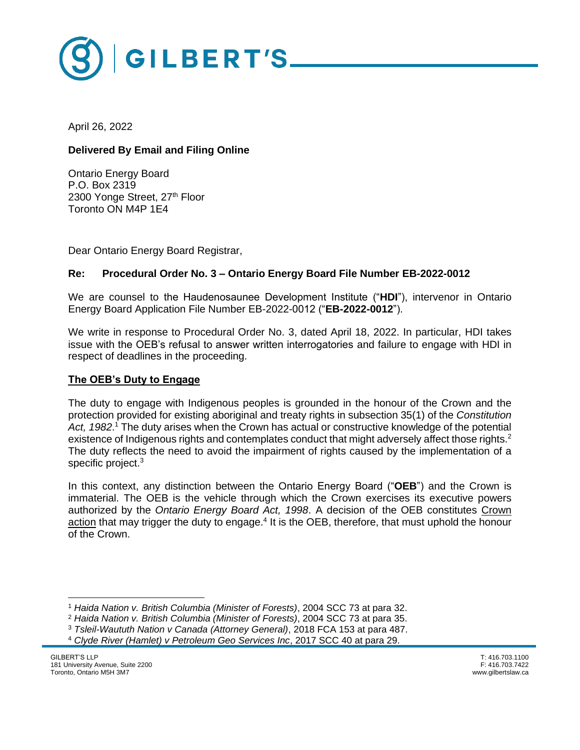April 26, 2022

**Delivered By Email and Filing Online**

Ontario Energy Board
P.O. Box 2319
2300 Yonge Street, 27th Floor
Toronto ON M4P 1E4

Dear Ontario Energy Board Registrar,

**Re: Procedural Order No. 3 – Ontario Energy Board File Number EB-2022-0012**

We are counsel to the Haudenosaunee Development Institute ("**HDI**"), intervenor in Ontario Energy Board Application File Number EB-2022-0012 ("**EB-2022-0012**").

We write in response to Procedural Order No. 3, dated April 18, 2022. In particular, HDI takes issue with the OEB's refusal to answer written interrogatories and failure to engage with HDI in respect of deadlines in the proceeding.

**The OEB's Duty to Engage**

The duty to engage with Indigenous peoples is grounded in the honour of the Crown and the protection provided for existing aboriginal and treaty rights in subsection 35(1) of the *Constitution Act, 1982*.[1] The duty arises when the Crown has actual or constructive knowledge of the potential existence of Indigenous rights and contemplates conduct that might adversely affect those rights.[2] The duty reflects the need to avoid the impairment of rights caused by the implementation of a specific project.[3]

In this context, any distinction between the Ontario Energy Board ("**OEB**") and the Crown is immaterial. The OEB is the vehicle through which the Crown exercises its executive powers authorized by the *Ontario Energy Board Act, 1998*. A decision of the OEB constitutes Crown action that may trigger the duty to engage.[4] It is the OEB, therefore, that must uphold the honour of the Crown.

---

[1] *Haida Nation v. British Columbia (Minister of Forests)*, 2004 SCC 73 at para 32.
[2] *Haida Nation v. British Columbia (Minister of Forests)*, 2004 SCC 73 at para 35.
[3] *Tsleil-Waututh Nation v Canada (Attorney General)*, 2018 FCA 153 at para 487.
[4] *Clyde River (Hamlet) v Petroleum Geo Services Inc*, 2017 SCC 40 at para 29.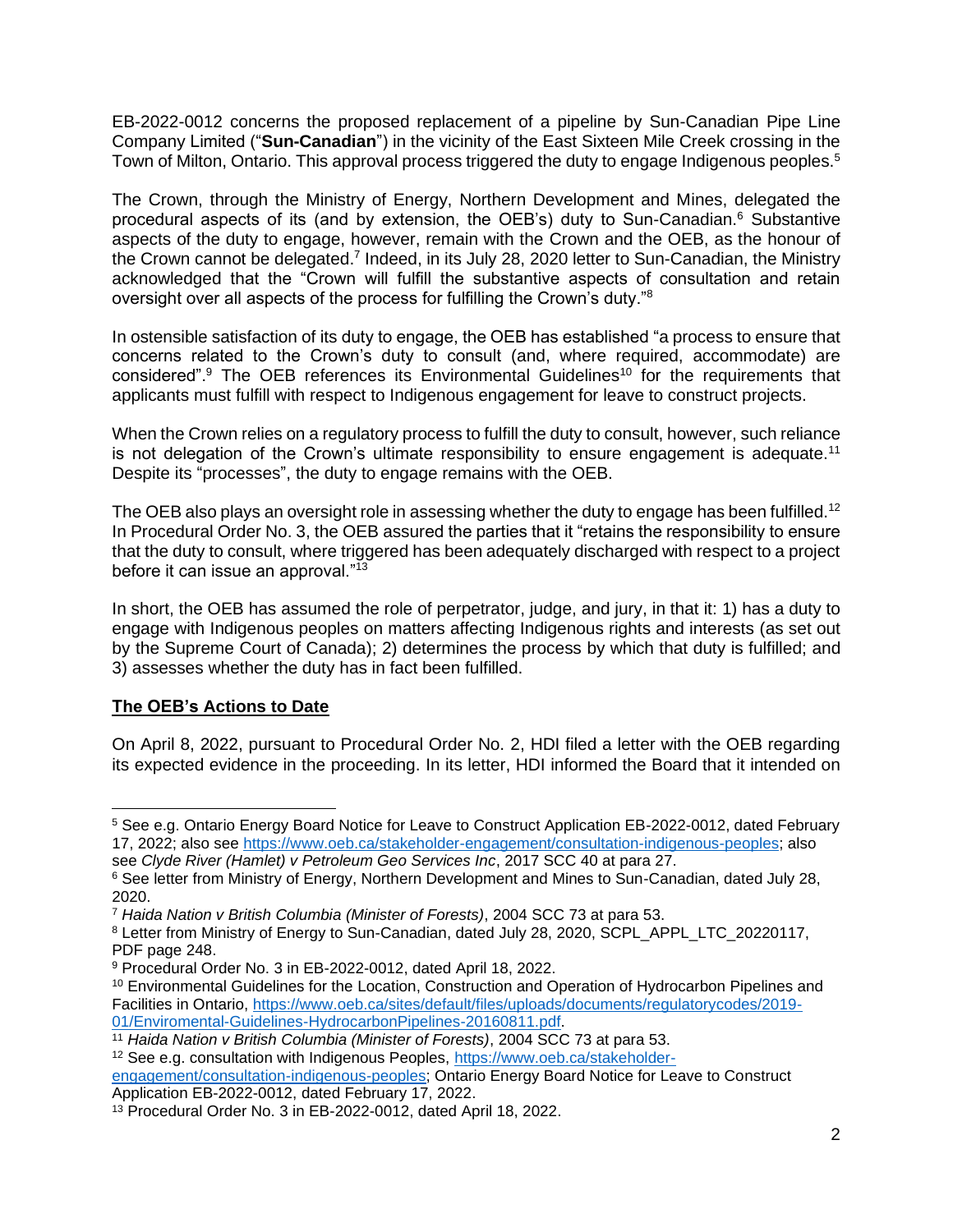EB-2022-0012 concerns the proposed replacement of a pipeline by Sun-Canadian Pipe Line Company Limited ("**Sun-Canadian**") in the vicinity of the East Sixteen Mile Creek crossing in the Town of Milton, Ontario. This approval process triggered the duty to engage Indigenous peoples.[5]

The Crown, through the Ministry of Energy, Northern Development and Mines, delegated the procedural aspects of its (and by extension, the OEB's) duty to Sun-Canadian.[6] Substantive aspects of the duty to engage, however, remain with the Crown and the OEB, as the honour of the Crown cannot be delegated.[7] Indeed, in its July 28, 2020 letter to Sun-Canadian, the Ministry acknowledged that the "Crown will fulfill the substantive aspects of consultation and retain oversight over all aspects of the process for fulfilling the Crown's duty."[8]

In ostensible satisfaction of its duty to engage, the OEB has established "a process to ensure that concerns related to the Crown's duty to consult (and, where required, accommodate) are considered".[9] The OEB references its Environmental Guidelines[10] for the requirements that applicants must fulfill with respect to Indigenous engagement for leave to construct projects.

When the Crown relies on a regulatory process to fulfill the duty to consult, however, such reliance is not delegation of the Crown's ultimate responsibility to ensure engagement is adequate.[11] Despite its "processes", the duty to engage remains with the OEB.

The OEB also plays an oversight role in assessing whether the duty to engage has been fulfilled.[12] In Procedural Order No. 3, the OEB assured the parties that it "retains the responsibility to ensure that the duty to consult, where triggered has been adequately discharged with respect to a project before it can issue an approval."[13]

In short, the OEB has assumed the role of perpetrator, judge, and jury, in that it: 1) has a duty to engage with Indigenous peoples on matters affecting Indigenous rights and interests (as set out by the Supreme Court of Canada); 2) determines the process by which that duty is fulfilled; and 3) assesses whether the duty has in fact been fulfilled.

**The OEB's Actions to Date**

On April 8, 2022, pursuant to Procedural Order No. 2, HDI filed a letter with the OEB regarding its expected evidence in the proceeding. In its letter, HDI informed the Board that it intended on

---

[5] See e.g. Ontario Energy Board Notice for Leave to Construct Application EB-2022-0012, dated February 17, 2022; also see https://www.oeb.ca/stakeholder-engagement/consultation-indigenous-peoples; also see *Clyde River (Hamlet) v Petroleum Geo Services Inc*, 2017 SCC 40 at para 27.

[6] See letter from Ministry of Energy, Northern Development and Mines to Sun-Canadian, dated July 28, 2020.

[7] *Haida Nation v British Columbia (Minister of Forests)*, 2004 SCC 73 at para 53.

[8] Letter from Ministry of Energy to Sun-Canadian, dated July 28, 2020, SCPL_APPL_LTC_20220117, PDF page 248.

[9] Procedural Order No. 3 in EB-2022-0012, dated April 18, 2022.

[10] Environmental Guidelines for the Location, Construction and Operation of Hydrocarbon Pipelines and Facilities in Ontario, https://www.oeb.ca/sites/default/files/uploads/documents/regulatorycodes/2019-01/Enviromental-Guidelines-HydrocarbonPipelines-20160811.pdf.

[11] *Haida Nation v British Columbia (Minister of Forests)*, 2004 SCC 73 at para 53.

[12] See e.g. consultation with Indigenous Peoples, https://www.oeb.ca/stakeholder-engagement/consultation-indigenous-peoples; Ontario Energy Board Notice for Leave to Construct Application EB-2022-0012, dated February 17, 2022.

[13] Procedural Order No. 3 in EB-2022-0012, dated April 18, 2022.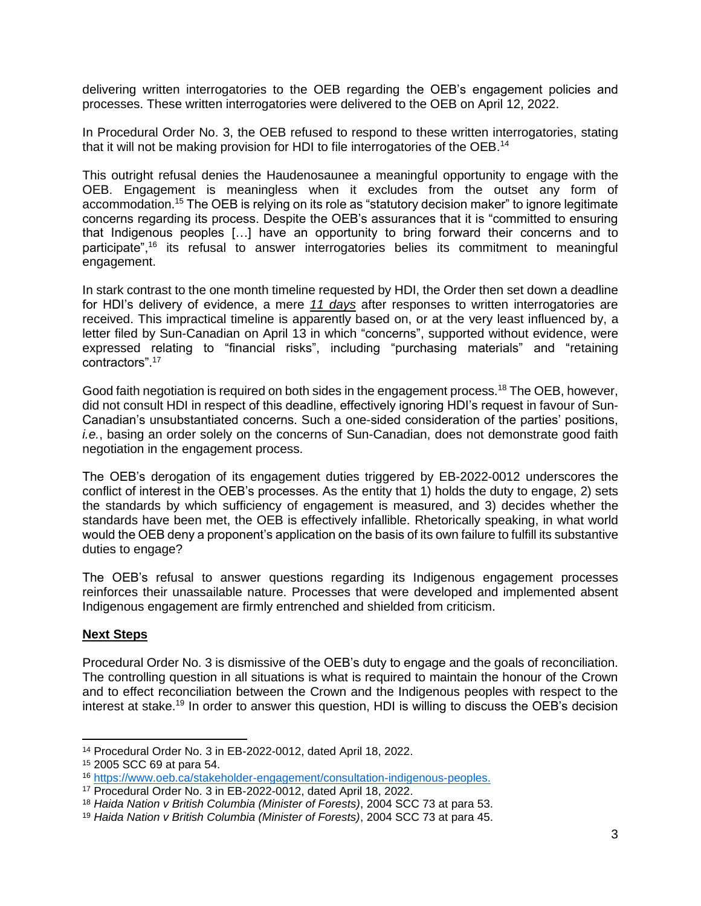delivering written interrogatories to the OEB regarding the OEB's engagement policies and processes. These written interrogatories were delivered to the OEB on April 12, 2022.

In Procedural Order No. 3, the OEB refused to respond to these written interrogatories, stating that it will not be making provision for HDI to file interrogatories of the OEB.[14]

This outright refusal denies the Haudenosaunee a meaningful opportunity to engage with the OEB. Engagement is meaningless when it excludes from the outset any form of accommodation.[15] The OEB is relying on its role as "statutory decision maker" to ignore legitimate concerns regarding its process. Despite the OEB's assurances that it is "committed to ensuring that Indigenous peoples […] have an opportunity to bring forward their concerns and to participate",[16] its refusal to answer interrogatories belies its commitment to meaningful engagement.

In stark contrast to the one month timeline requested by HDI, the Order then set down a deadline for HDI's delivery of evidence, a mere ***11 days*** after responses to written interrogatories are received. This impractical timeline is apparently based on, or at the very least influenced by, a letter filed by Sun-Canadian on April 13 in which "concerns", supported without evidence, were expressed relating to "financial risks", including "purchasing materials" and "retaining contractors".[17]

Good faith negotiation is required on both sides in the engagement process.[18] The OEB, however, did not consult HDI in respect of this deadline, effectively ignoring HDI's request in favour of Sun-Canadian's unsubstantiated concerns. Such a one-sided consideration of the parties' positions, *i.e.*, basing an order solely on the concerns of Sun-Canadian, does not demonstrate good faith negotiation in the engagement process.

The OEB's derogation of its engagement duties triggered by EB-2022-0012 underscores the conflict of interest in the OEB's processes. As the entity that 1) holds the duty to engage, 2) sets the standards by which sufficiency of engagement is measured, and 3) decides whether the standards have been met, the OEB is effectively infallible. Rhetorically speaking, in what world would the OEB deny a proponent's application on the basis of its own failure to fulfill its substantive duties to engage?

The OEB's refusal to answer questions regarding its Indigenous engagement processes reinforces their unassailable nature. Processes that were developed and implemented absent Indigenous engagement are firmly entrenched and shielded from criticism.

## Next Steps

Procedural Order No. 3 is dismissive of the OEB's duty to engage and the goals of reconciliation. The controlling question in all situations is what is required to maintain the honour of the Crown and to effect reconciliation between the Crown and the Indigenous peoples with respect to the interest at stake.[19] In order to answer this question, HDI is willing to discuss the OEB's decision

---

[14] Procedural Order No. 3 in EB-2022-0012, dated April 18, 2022.

[15] 2005 SCC 69 at para 54.

[16] https://www.oeb.ca/stakeholder-engagement/consultation-indigenous-peoples.

[17] Procedural Order No. 3 in EB-2022-0012, dated April 18, 2022.

[18] *Haida Nation v British Columbia (Minister of Forests)*, 2004 SCC 73 at para 53.

[19] *Haida Nation v British Columbia (Minister of Forests)*, 2004 SCC 73 at para 45.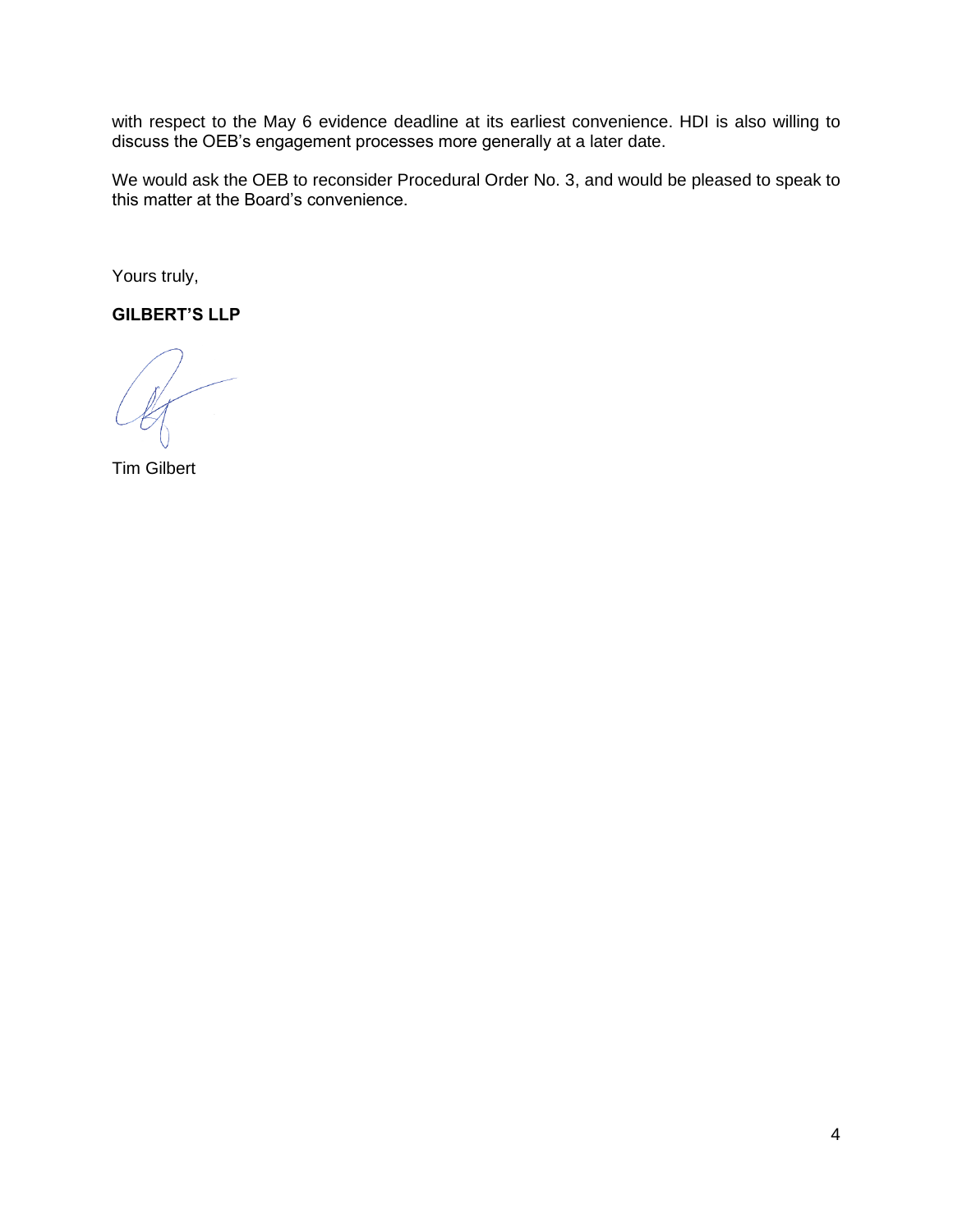with respect to the May 6 evidence deadline at its earliest convenience. HDI is also willing to discuss the OEB's engagement processes more generally at a later date.

We would ask the OEB to reconsider Procedural Order No. 3, and would be pleased to speak to this matter at the Board's convenience.

Yours truly,

**GILBERT'S LLP**

Tim Gilbert